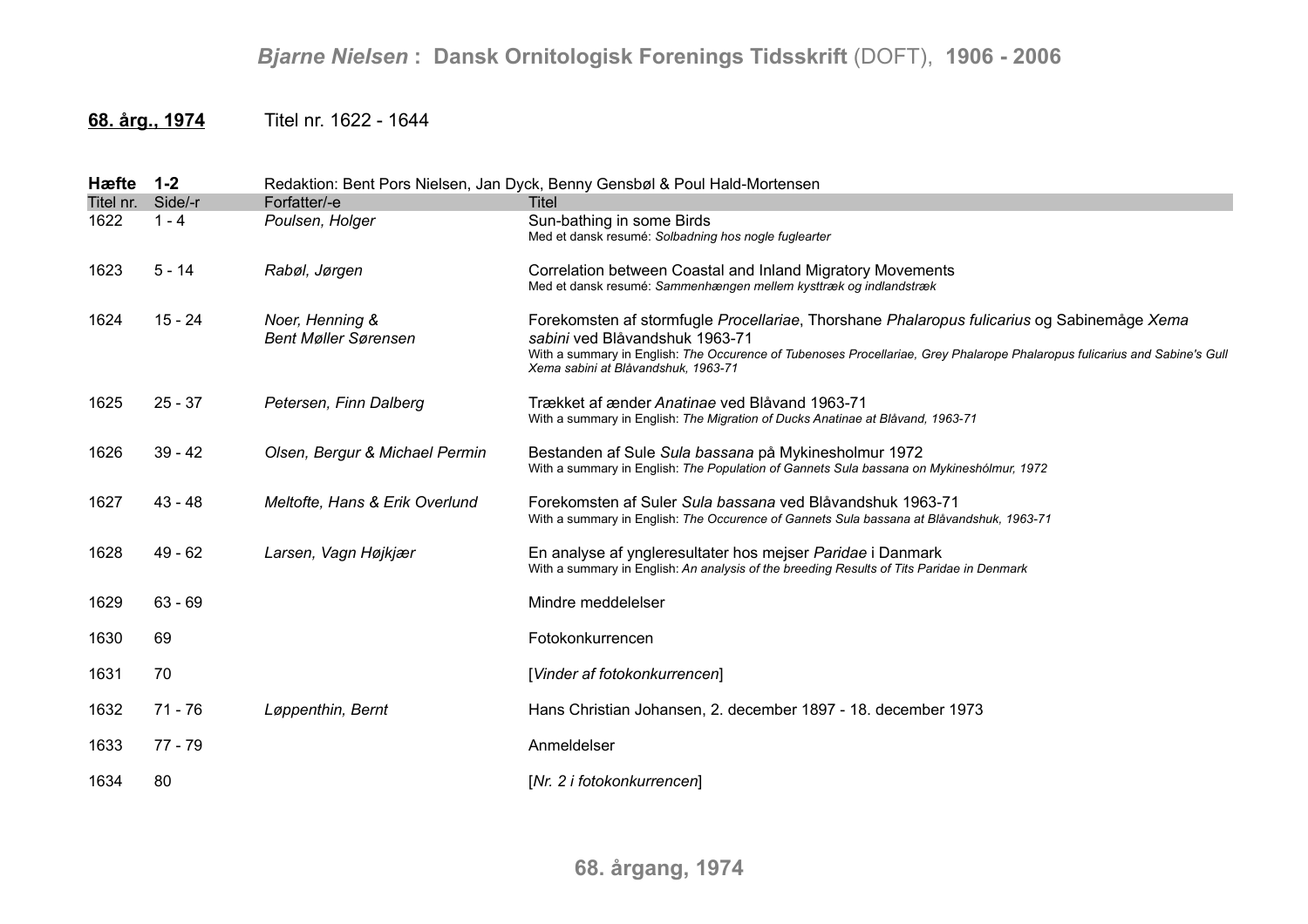**68. årg., 1974** Titel nr. 1622 - 1644

**Hæfte 1-2** Redaktion: Bent Pors Nielsen, Jan Dyck, Benny Gensbøl & Poul Hald-Mortensen

| Titel nr. | Side/-r | Forfatter/-e | Titel |
|---|---|---|---|
| 1622 | 1 - 4 | *Poulsen, Holger* | Sun-bathing in some Birds<br>Med et dansk resumé: *Solbadning hos nogle fuglearter* |
| 1623 | 5 - 14 | *Rabøl, Jørgen* | Correlation between Coastal and Inland Migratory Movements<br>Med et dansk resumé: *Sammenhængen mellem kysttræk og indlandstræk* |
| 1624 | 15 - 24 | *Noer, Henning &<br>Bent Møller Sørensen* | Forekomsten af stormfugle *Procellariae*, Thorshane *Phalaropus fulicarius* og Sabinemåge *Xema sabini* ved Blåvandshuk 1963-71<br>With a summary in English: *The Occurence of Tubenoses Procellariae, Grey Phalarope Phalaropus fulicarius and Sabine's Gull Xema sabini at Blåvandshuk, 1963-71* |
| 1625 | 25 - 37 | *Petersen, Finn Dalberg* | Trækket af ænder *Anatinae* ved Blåvand 1963-71<br>With a summary in English: *The Migration of Ducks Anatinae at Blåvand, 1963-71* |
| 1626 | 39 - 42 | *Olsen, Bergur & Michael Permin* | Bestanden af Sule *Sula bassana* på Mykinesholmur 1972<br>With a summary in English: *The Population of Gannets Sula bassana on Mykineshólmur, 1972* |
| 1627 | 43 - 48 | *Meltofte, Hans & Erik Overlund* | Forekomsten af Suler *Sula bassana* ved Blåvandshuk 1963-71<br>With a summary in English: *The Occurence of Gannets Sula bassana at Blåvandshuk, 1963-71* |
| 1628 | 49 - 62 | *Larsen, Vagn Højkjær* | En analyse af yngleresultater hos mejser *Paridae* i Danmark<br>With a summary in English: *An analysis of the breeding Results of Tits Paridae in Denmark* |
| 1629 | 63 - 69 | | Mindre meddelelser |
| 1630 | 69 | | Fotokonkurrencen |
| 1631 | 70 | | [*Vinder af fotokonkurrencen*] |
| 1632 | 71 - 76 | *Løppenthin, Bernt* | Hans Christian Johansen, 2. december 1897 - 18. december 1973 |
| 1633 | 77 - 79 | | Anmeldelser |
| 1634 | 80 | | [*Nr. 2 i fotokonkurrencen*] |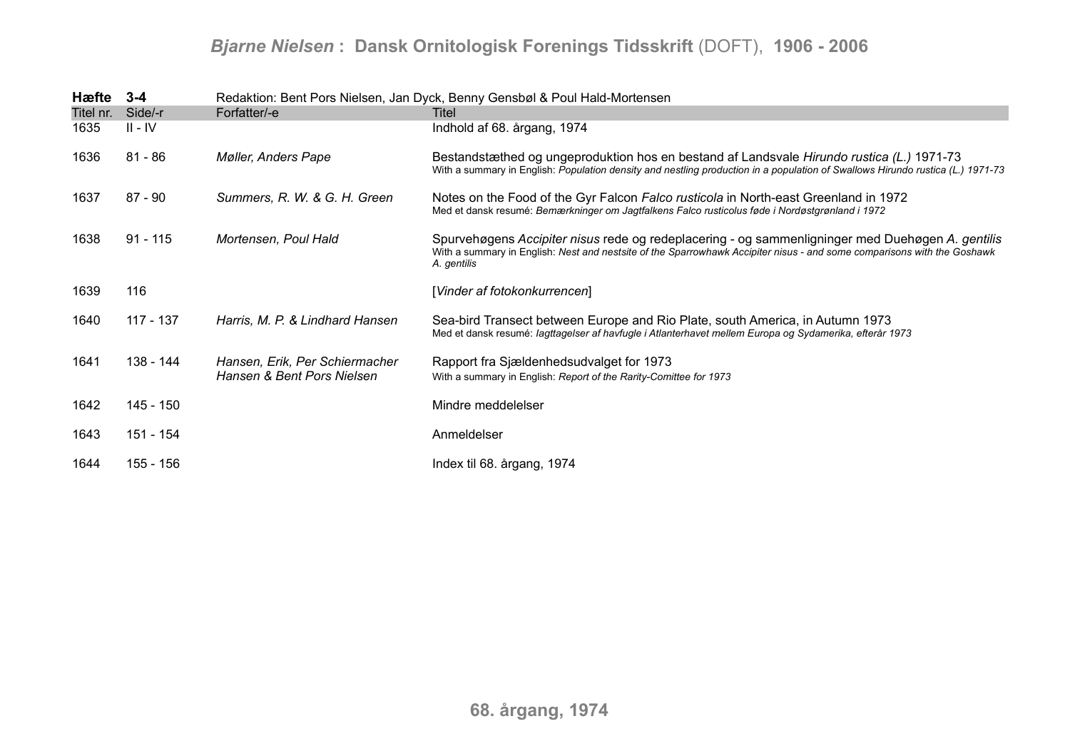**Hæfte 3-4** Redaktion: Bent Pors Nielsen, Jan Dyck, Benny Gensbøl & Poul Hald-Mortensen

| Titel nr. | Side/-r | Forfatter/-e | Titel |
|---|---|---|---|
| 1635 | II - IV | | Indhold af 68. årgang, 1974 |
| 1636 | 81 - 86 | *Møller, Anders Pape* | Bestandstæthed og ungeproduktion hos en bestand af Landsvale *Hirundo rustica (L.)* 1971-73<br>With a summary in English: *Population density and nestling production in a population of Swallows Hirundo rustica (L.) 1971-73* |
| 1637 | 87 - 90 | *Summers, R. W. & G. H. Green* | Notes on the Food of the Gyr Falcon *Falco rusticola* in North-east Greenland in 1972<br>Med et dansk resumé: *Bemærkninger om Jagtfalkens Falco rusticolus føde i Nordøstgrønland i 1972* |
| 1638 | 91 - 115 | *Mortensen, Poul Hald* | Spurvehøgens *Accipiter nisus* rede og redeplacering - og sammenligninger med Duehøgen *A. gentilis*<br>With a summary in English: *Nest and nestsite of the Sparrowhawk Accipiter nisus - and some comparisons with the Goshawk A. gentilis* |
| 1639 | 116 | | [*Vinder af fotokonkurrencen*] |
| 1640 | 117 - 137 | *Harris, M. P. & Lindhard Hansen* | Sea-bird Transect between Europe and Rio Plate, south America, in Autumn 1973<br>Med et dansk resumé: *Iagttagelser af havfugle i Atlanterhavet mellem Europa og Sydamerika, efterår 1973* |
| 1641 | 138 - 144 | *Hansen, Erik, Per Schiermacher Hansen & Bent Pors Nielsen* | Rapport fra Sjældenhedsudvalget for 1973<br>With a summary in English: *Report of the Rarity-Comittee for 1973* |
| 1642 | 145 - 150 | | Mindre meddelelser |
| 1643 | 151 - 154 | | Anmeldelser |
| 1644 | 155 - 156 | | Index til 68. årgang, 1974 |